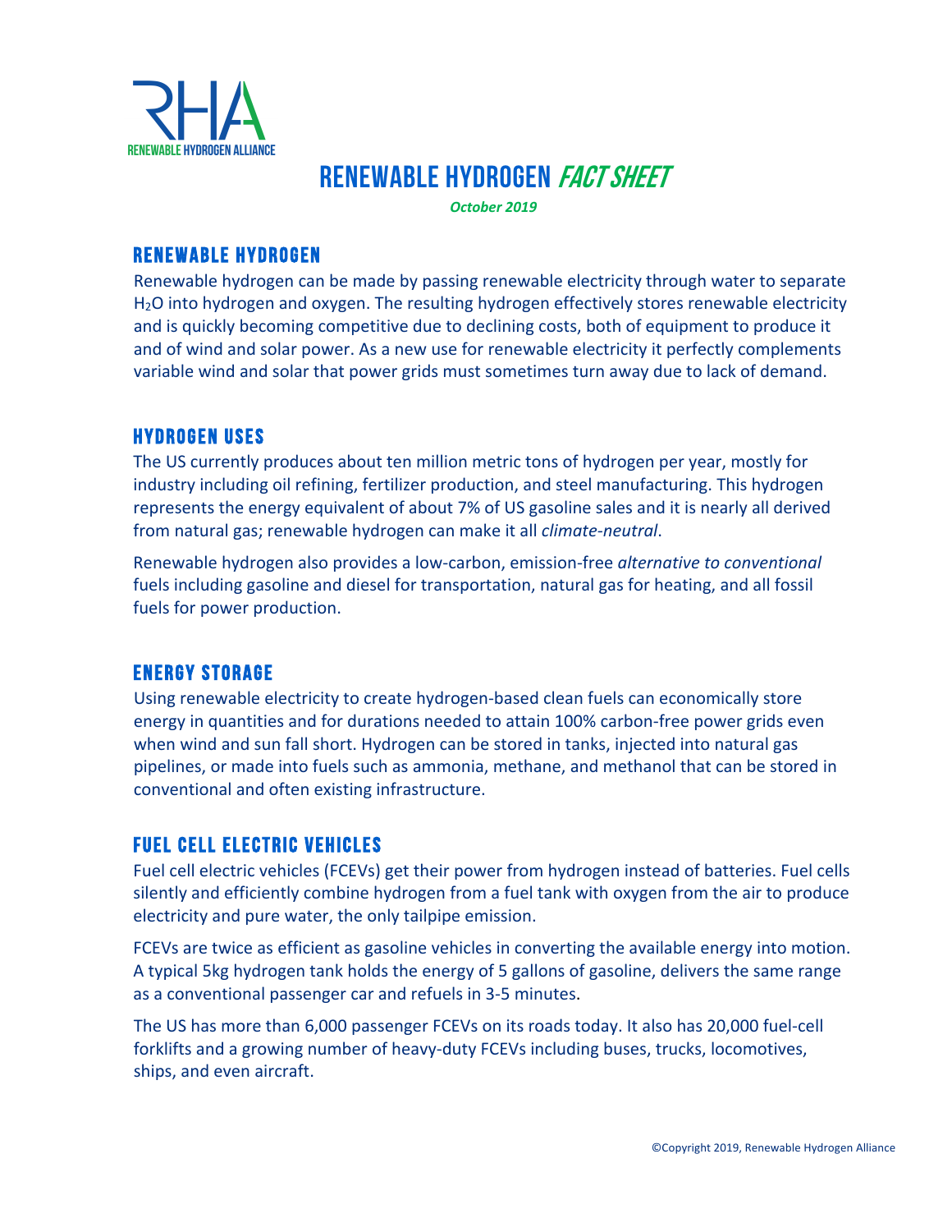RHA
RENEWABLE HYDROGEN ALLIANCE

# Renewable Hydrogen *Fact Sheet*

*October 2019*

## Renewable Hydrogen

Renewable hydrogen can be made by passing renewable electricity through water to separate $H_2O$ into hydrogen and oxygen. The resulting hydrogen effectively stores renewable electricity and is quickly becoming competitive due to declining costs, both of equipment to produce it and of wind and solar power. As a new use for renewable electricity it perfectly complements variable wind and solar that power grids must sometimes turn away due to lack of demand.

## Hydrogen Uses

The US currently produces about ten million metric tons of hydrogen per year, mostly for industry including oil refining, fertilizer production, and steel manufacturing. This hydrogen represents the energy equivalent of about 7% of US gasoline sales and it is nearly all derived from natural gas; renewable hydrogen can make it all *climate-neutral*.

Renewable hydrogen also provides a low-carbon, emission-free *alternative to conventional* fuels including gasoline and diesel for transportation, natural gas for heating, and all fossil fuels for power production.

## Energy Storage

Using renewable electricity to create hydrogen-based clean fuels can economically store energy in quantities and for durations needed to attain 100% carbon-free power grids even when wind and sun fall short. Hydrogen can be stored in tanks, injected into natural gas pipelines, or made into fuels such as ammonia, methane, and methanol that can be stored in conventional and often existing infrastructure.

## Fuel Cell Electric Vehicles

Fuel cell electric vehicles (FCEVs) get their power from hydrogen instead of batteries. Fuel cells silently and efficiently combine hydrogen from a fuel tank with oxygen from the air to produce electricity and pure water, the only tailpipe emission.

FCEVs are twice as efficient as gasoline vehicles in converting the available energy into motion. A typical 5kg hydrogen tank holds the energy of 5 gallons of gasoline, delivers the same range as a conventional passenger car and refuels in 3-5 minutes.

The US has more than 6,000 passenger FCEVs on its roads today. It also has 20,000 fuel-cell forklifts and a growing number of heavy-duty FCEVs including buses, trucks, locomotives, ships, and even aircraft.

©Copyright 2019, Renewable Hydrogen Alliance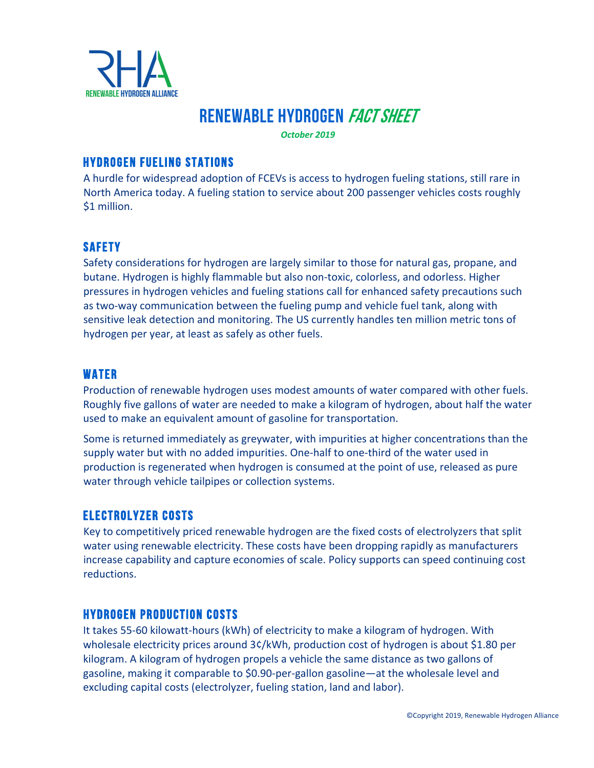RHA

RENEWABLE HYDROGEN ALLIANCE

# RENEWABLE HYDROGEN *FACT SHEET*

*October 2019*

## HYDROGEN FUELING STATIONS

A hurdle for widespread adoption of FCEVs is access to hydrogen fueling stations, still rare in North America today. A fueling station to service about 200 passenger vehicles costs roughly $1 million.

## SAFETY

Safety considerations for hydrogen are largely similar to those for natural gas, propane, and butane. Hydrogen is highly flammable but also non-toxic, colorless, and odorless. Higher pressures in hydrogen vehicles and fueling stations call for enhanced safety precautions such as two-way communication between the fueling pump and vehicle fuel tank, along with sensitive leak detection and monitoring. The US currently handles ten million metric tons of hydrogen per year, at least as safely as other fuels.

## WATER

Production of renewable hydrogen uses modest amounts of water compared with other fuels. Roughly five gallons of water are needed to make a kilogram of hydrogen, about half the water used to make an equivalent amount of gasoline for transportation.

Some is returned immediately as greywater, with impurities at higher concentrations than the supply water but with no added impurities. One-half to one-third of the water used in production is regenerated when hydrogen is consumed at the point of use, released as pure water through vehicle tailpipes or collection systems.

## ELECTROLYZER COSTS

Key to competitively priced renewable hydrogen are the fixed costs of electrolyzers that split water using renewable electricity. These costs have been dropping rapidly as manufacturers increase capability and capture economies of scale. Policy supports can speed continuing cost reductions.

## HYDROGEN PRODUCTION COSTS

It takes 55-60 kilowatt-hours (kWh) of electricity to make a kilogram of hydrogen. With wholesale electricity prices around 3¢/kWh, production cost of hydrogen is about $1.80 per kilogram. A kilogram of hydrogen propels a vehicle the same distance as two gallons of gasoline, making it comparable to $0.90-per-gallon gasoline—at the wholesale level and excluding capital costs (electrolyzer, fueling station, land and labor).

©Copyright 2019, Renewable Hydrogen Alliance